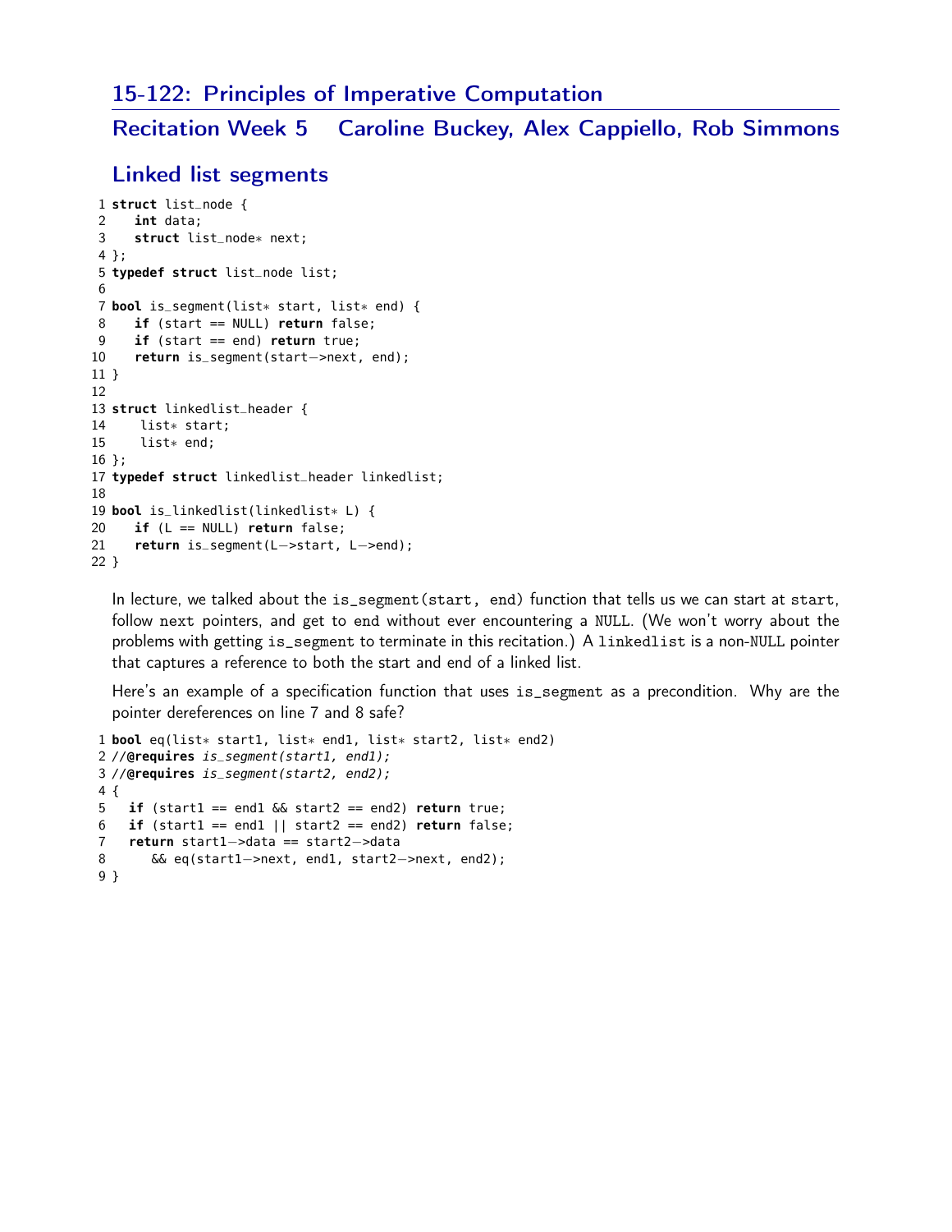# 15-122: Principles of Imperative Computation

## Recitation Week 5 Caroline Buckey, Alex Cappiello, Rob Simmons

### Linked list segments

```
1 struct list_node {
2   int data;
3   struct list_node* next;
4 };
5 typedef struct list_node list;
6
7 bool is_segment(list* start, list* end) {
8   if (start == NULL) return false;
9   if (start == end) return true;
10  return is_segment(start->next, end);
11 }
12
13 struct linkedlist_header {
14    list* start;
15    list* end;
16 };
17 typedef struct linkedlist_header linkedlist;
18
19 bool is_linkedlist(linkedlist* L) {
20   if (L == NULL) return false;
21   return is_segment(L->start, L->end);
22 }
```

In lecture, we talked about the `is_segment(start, end)` function that tells us we can start at `start`, follow `next` pointers, and get to `end` without ever encountering a `NULL`. (We won't worry about the problems with getting `is_segment` to terminate in this recitation.) A `linkedlist` is a non-`NULL` pointer that captures a reference to both the start and end of a linked list.

Here's an example of a specification function that uses `is_segment` as a precondition. Why are the pointer dereferences on line 7 and 8 safe?

```
1 bool eq(list* start1, list* end1, list* start2, list* end2)
2 //@requires is_segment(start1, end1);
3 //@requires is_segment(start2, end2);
4 {
5   if (start1 == end1 && start2 == end2) return true;
6   if (start1 == end1 || start2 == end2) return false;
7   return start1->data == start2->data
8      && eq(start1->next, end1, start2->next, end2);
9 }
```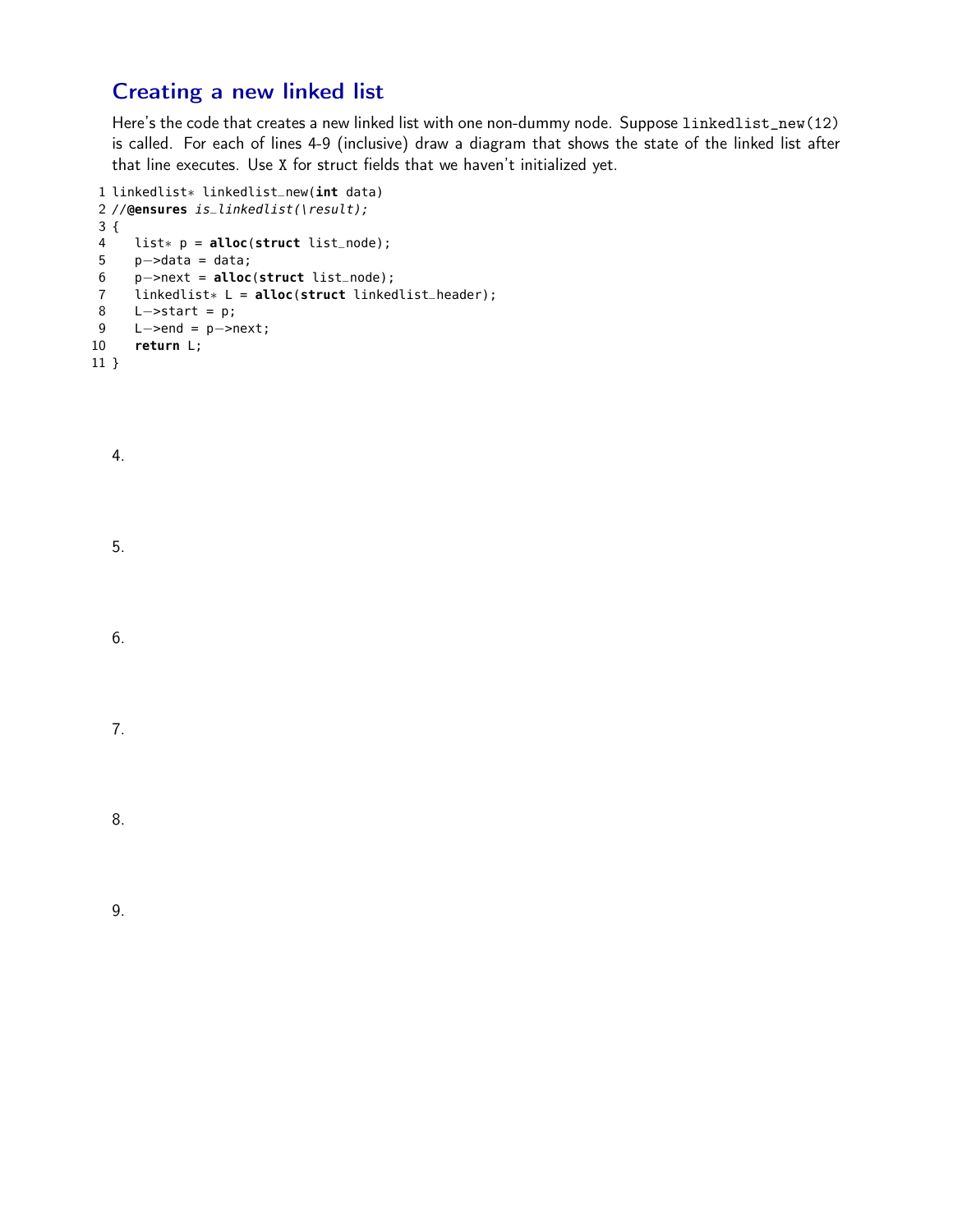## Creating a new linked list

Here's the code that creates a new linked list with one non-dummy node. Suppose `linkedlist_new(12)` is called. For each of lines 4-9 (inclusive) draw a diagram that shows the state of the linked list after that line executes. Use `X` for struct fields that we haven't initialized yet.

```
1 linkedlist* linkedlist_new(int data)
2 //@ensures is_linkedlist(\result);
3 {
4    list* p = alloc(struct list_node);
5    p->data = data;
6    p->next = alloc(struct list_node);
7    linkedlist* L = alloc(struct linkedlist_header);
8    L->start = p;
9    L->end = p->next;
10   return L;
11 }
```

4.

5.

6.

7.

8.

9.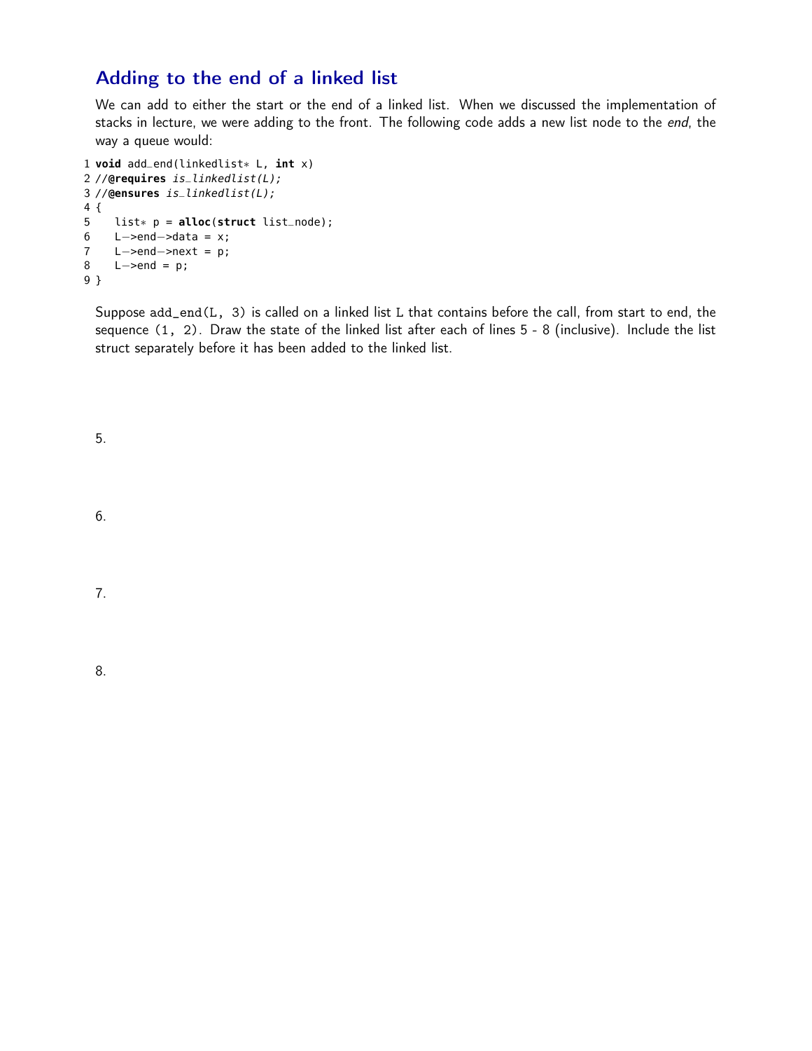## Adding to the end of a linked list

We can add to either the start or the end of a linked list. When we discussed the implementation of stacks in lecture, we were adding to the front. The following code adds a new list node to the *end*, the way a queue would:

```
1 void add_end(linkedlist* L, int x)
2 //@requires is_linkedlist(L);
3 //@ensures is_linkedlist(L);
4 {
5    list* p = alloc(struct list_node);
6    L->end->data = x;
7    L->end->next = p;
8    L->end = p;
9 }
```

Suppose `add_end(L, 3)` is called on a linked list `L` that contains before the call, from start to end, the sequence `(1, 2)`. Draw the state of the linked list after each of lines 5 - 8 (inclusive). Include the list struct separately before it has been added to the linked list.

5.

6.

7.

8.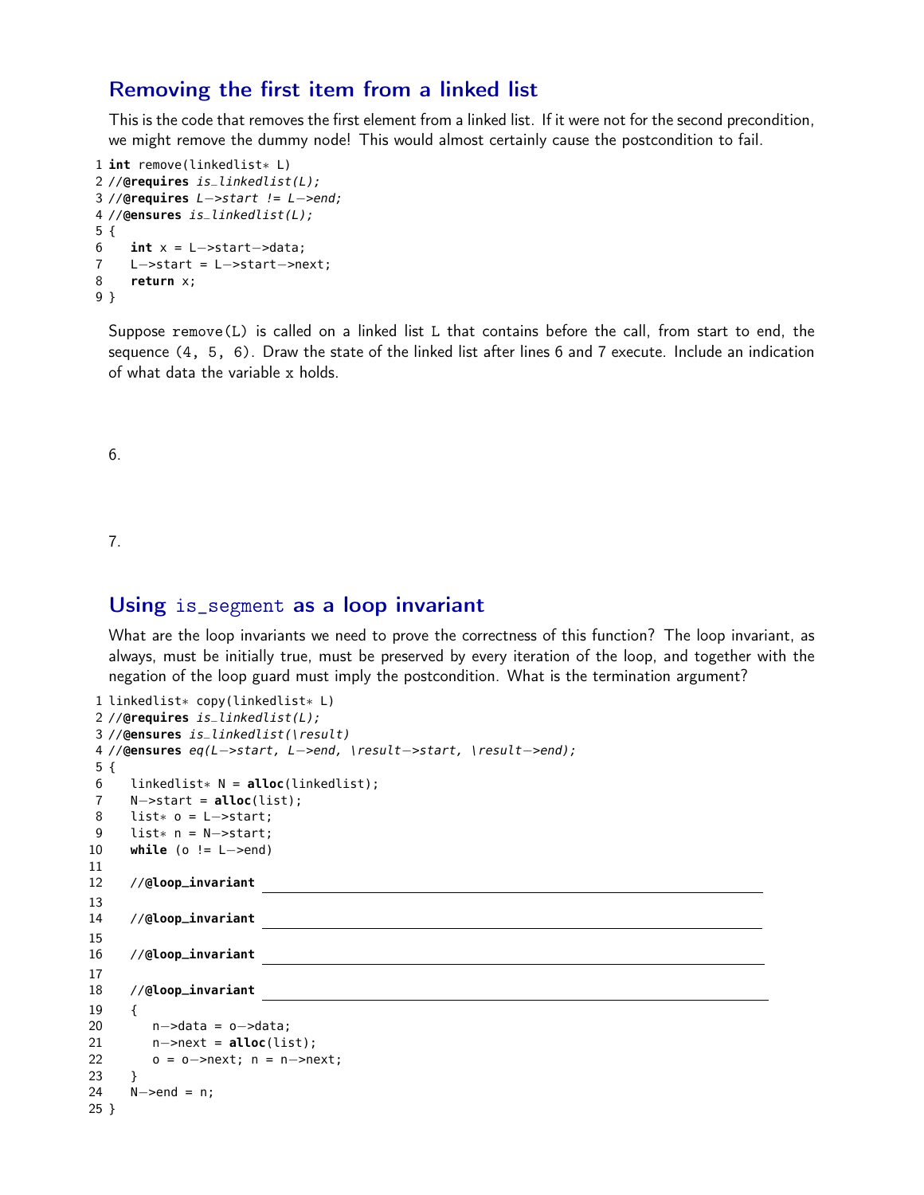## Removing the first item from a linked list

This is the code that removes the first element from a linked list. If it were not for the second precondition, we might remove the dummy node! This would almost certainly cause the postcondition to fail.

```
1 int remove(linkedlist* L)
2 //@requires is_linkedlist(L);
3 //@requires L->start != L->end;
4 //@ensures is_linkedlist(L);
5 {
6    int x = L->start->data;
7    L->start = L->start->next;
8    return x;
9 }
```

Suppose remove(L) is called on a linked list L that contains before the call, from start to end, the sequence (4, 5, 6). Draw the state of the linked list after lines 6 and 7 execute. Include an indication of what data the variable x holds.

6.

7.

## Using is_segment as a loop invariant

What are the loop invariants we need to prove the correctness of this function? The loop invariant, as always, must be initially true, must be preserved by every iteration of the loop, and together with the negation of the loop guard must imply the postcondition. What is the termination argument?

```
1 linkedlist* copy(linkedlist* L)
2 //@requires is_linkedlist(L);
3 //@ensures is_linkedlist(\result)
4 //@ensures eq(L->start, L->end, \result->start, \result->end);
5 {
6    linkedlist* N = alloc(linkedlist);
7    N->start = alloc(list);
8    list* o = L->start;
9    list* n = N->start;
10   while (o != L->end)
11
12   //@loop_invariant ________________________________________
13
14   //@loop_invariant ________________________________________
15
16   //@loop_invariant ________________________________________
17
18   //@loop_invariant ________________________________________
19   {
20      n->data = o->data;
21      n->next = alloc(list);
22      o = o->next; n = n->next;
23   }
24   N->end = n;
25 }
```